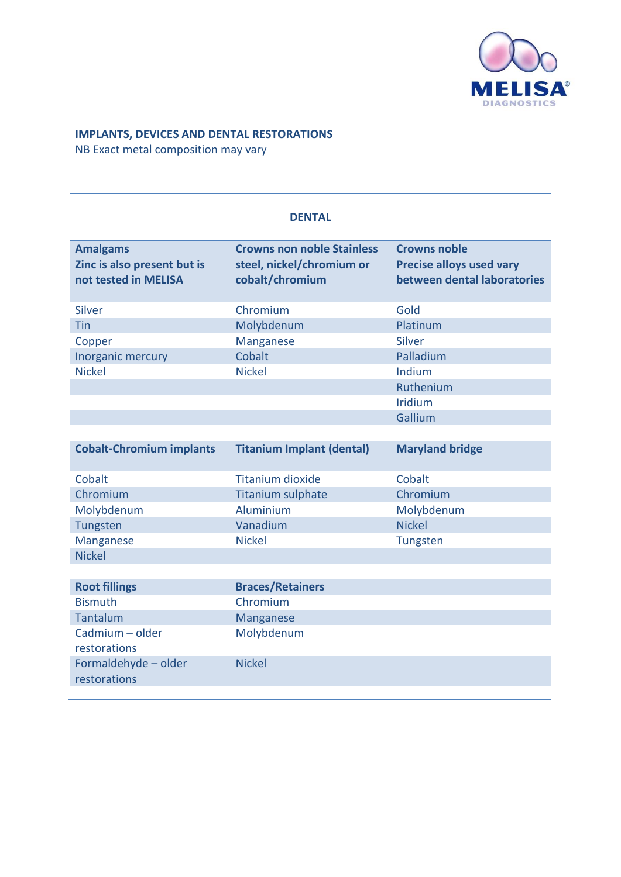**IMPLANTS, DEVICES AND DENTAL RESTORATIONS**
NB Exact metal composition may vary

## DENTAL

| Amalgams Zinc is also present but is not tested in MELISA | Crowns non noble Stainless steel, nickel/chromium or cobalt/chromium | Crowns noble Precise alloys used vary between dental laboratories |
|---|---|---|
| Silver | Chromium | Gold |
| Tin | Molybdenum | Platinum |
| Copper | Manganese | Silver |
| Inorganic mercury | Cobalt | Palladium |
| Nickel | Nickel | Indium |
| | | Ruthenium |
| | | Iridium |
| | | Gallium |

| Cobalt-Chromium implants | Titanium Implant (dental) | Maryland bridge |
|---|---|---|
| Cobalt | Titanium dioxide | Cobalt |
| Chromium | Titanium sulphate | Chromium |
| Molybdenum | Aluminium | Molybdenum |
| Tungsten | Vanadium | Nickel |
| Manganese | Nickel | Tungsten |
| Nickel | | |

| Root fillings | Braces/Retainers |
|---|---|
| Bismuth | Chromium |
| Tantalum | Manganese |
| Cadmium – older restorations | Molybdenum |
| Formaldehyde – older restorations | Nickel |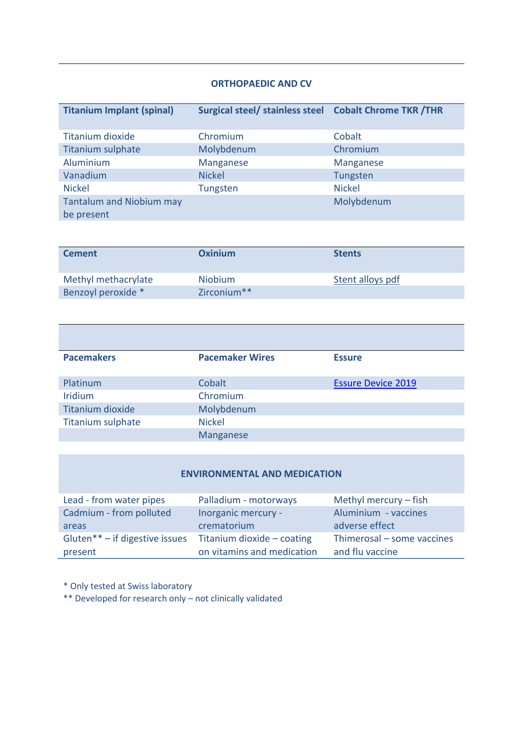## ORTHOPAEDIC AND CV

| Titanium Implant (spinal) | Surgical steel/ stainless steel | Cobalt Chrome TKR /THR |
|---|---|---|
| Titanium dioxide | Chromium | Cobalt |
| Titanium sulphate | Molybdenum | Chromium |
| Aluminium | Manganese | Manganese |
| Vanadium | Nickel | Tungsten |
| Nickel | Tungsten | Nickel |
| Tantalum and Niobium may be present | | Molybdenum |

| Cement | Oxinium | Stents |
|---|---|---|
| Methyl methacrylate | Niobium | Stent alloys pdf |
| Benzoyl peroxide * | Zirconium** | |

| Pacemakers | Pacemaker Wires | Essure |
|---|---|---|
| Platinum | Cobalt | Essure Device 2019 |
| Iridium | Chromium | |
| Titanium dioxide | Molybdenum | |
| Titanium sulphate | Nickel | |
| | Manganese | |

## ENVIRONMENTAL AND MEDICATION

| | | |
|---|---|---|
| Lead - from water pipes | Palladium - motorways | Methyl mercury – fish |
| Cadmium - from polluted areas | Inorganic mercury - crematorium | Aluminium - vaccines adverse effect |
| Gluten** – if digestive issues present | Titanium dioxide – coating on vitamins and medication | Thimerosal – some vaccines and flu vaccine |

* Only tested at Swiss laboratory

** Developed for research only – not clinically validated